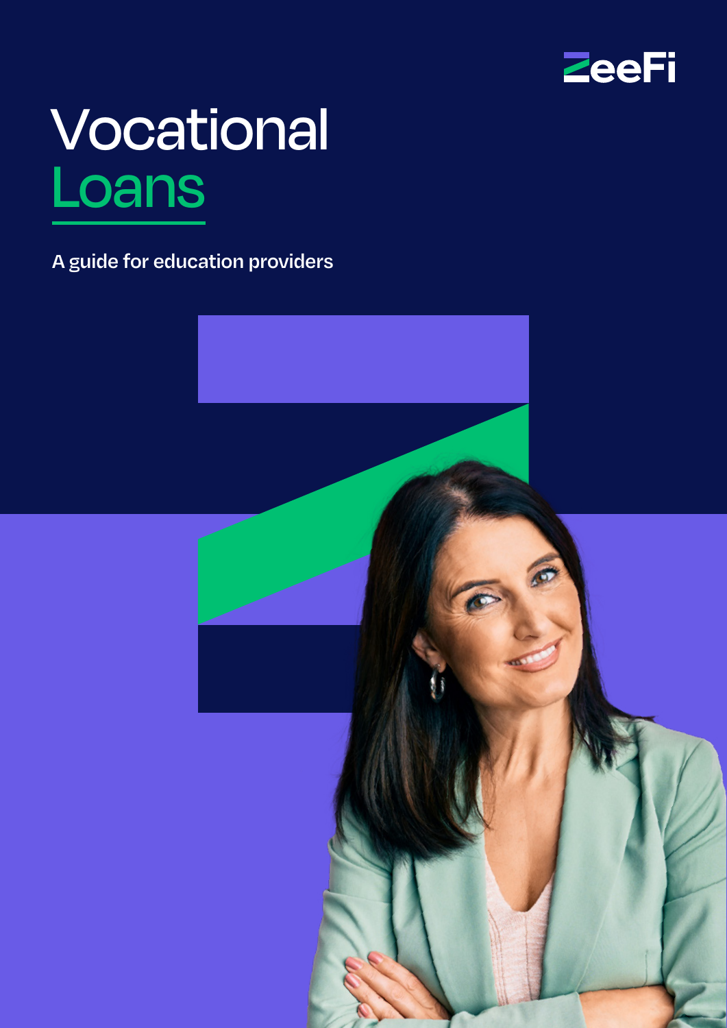ZeeFi

# Vocational Loans

A guide for education providers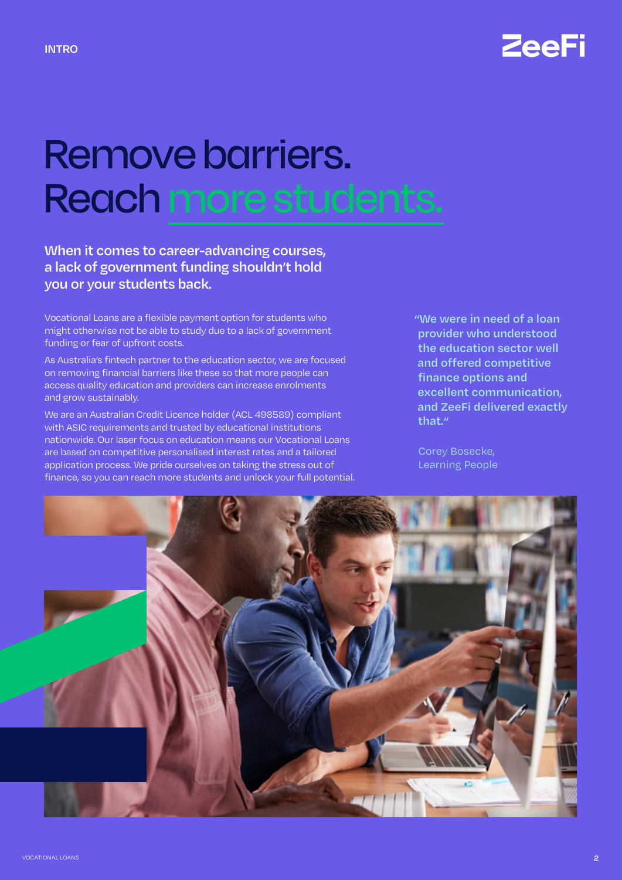INTRO

# Remove barriers. Reach more students.

## When it comes to career-advancing courses, a lack of government funding shouldn't hold you or your students back.

Vocational Loans are a flexible payment option for students who might otherwise not be able to study due to a lack of government funding or fear of upfront costs.

As Australia's fintech partner to the education sector, we are focused on removing financial barriers like these so that more people can access quality education and providers can increase enrolments and grow sustainably.

We are an Australian Credit Licence holder (ACL 498589) compliant with ASIC requirements and trusted by educational institutions nationwide. Our laser focus on education means our Vocational Loans are based on competitive personalised interest rates and a tailored application process. We pride ourselves on taking the stress out of finance, so you can reach more students and unlock your full potential.

> **"We were in need of a loan provider who understood the education sector well and offered competitive finance options and excellent communication, and ZeeFi delivered exactly that."**
>
> Corey Bosecke, Learning People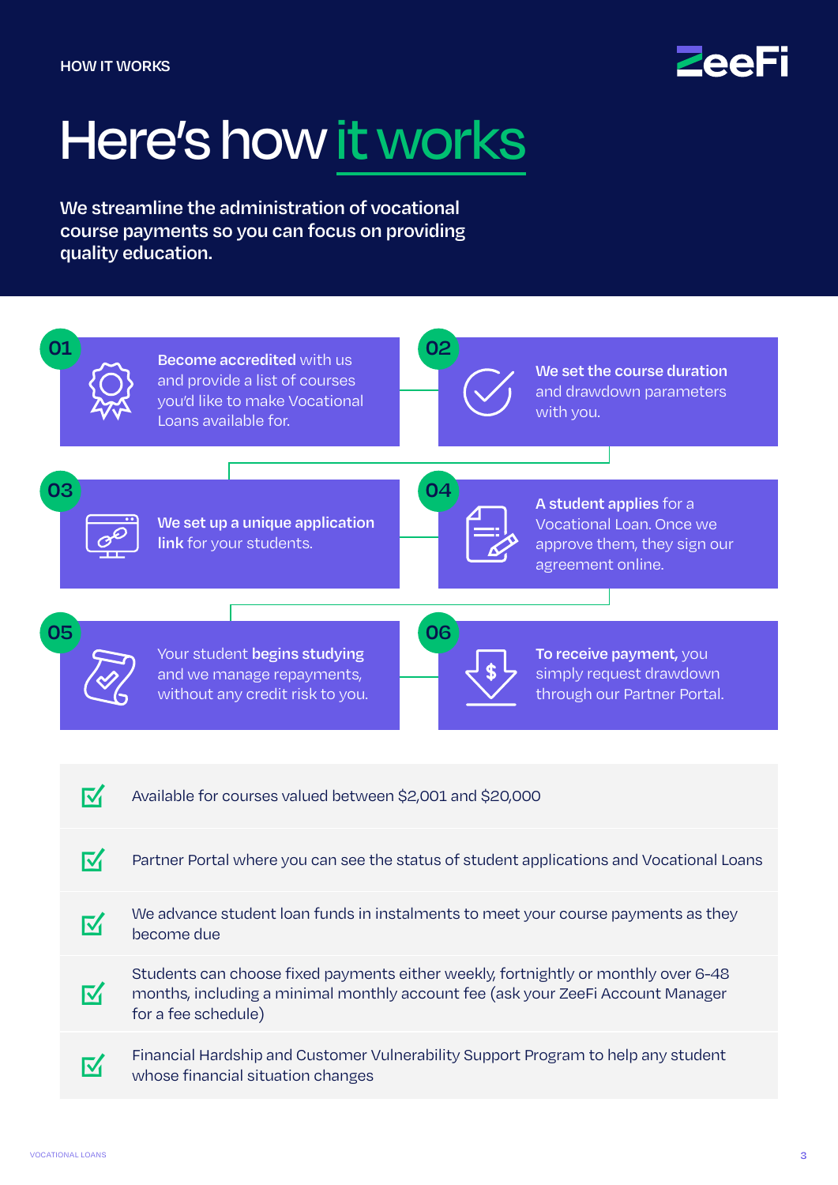HOW IT WORKS

# Here's how it works

We streamline the administration of vocational course payments so you can focus on providing quality education.

**01** — **Become accredited** with us and provide a list of courses you'd like to make Vocational Loans available for.

**02** — **We set the course duration** and drawdown parameters with you.

**03** — **We set up a unique application link** for your students.

**04** — **A student applies** for a Vocational Loan. Once we approve them, they sign our agreement online.

**05** — Your student **begins studying** and we manage repayments, without any credit risk to you.

**06** — **To receive payment,** you simply request drawdown through our Partner Portal.

- Available for courses valued between $2,001 and $20,000
- Partner Portal where you can see the status of student applications and Vocational Loans
- We advance student loan funds in instalments to meet your course payments as they become due
- Students can choose fixed payments either weekly, fortnightly or monthly over 6-48 months, including a minimal monthly account fee (ask your ZeeFi Account Manager for a fee schedule)
- Financial Hardship and Customer Vulnerability Support Program to help any student whose financial situation changes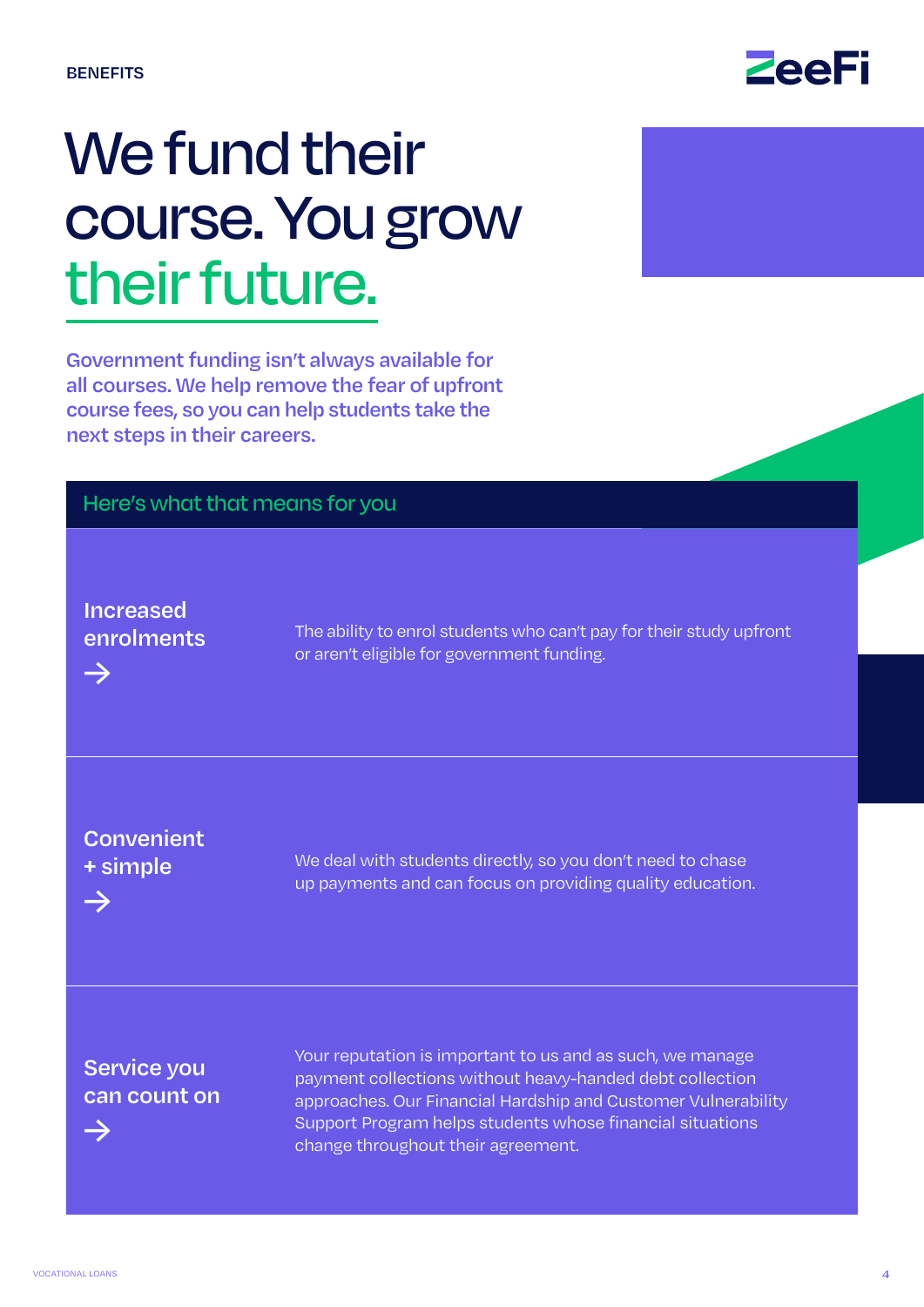BENEFITS

# We fund their course. You grow their future.

Government funding isn't always available for all courses. We help remove the fear of upfront course fees, so you can help students take the next steps in their careers.

## Here's what that means for you

| | |
|---|---|
| **Increased enrolments →** | The ability to enrol students who can't pay for their study upfront or aren't eligible for government funding. |
| **Convenient + simple →** | We deal with students directly, so you don't need to chase up payments and can focus on providing quality education. |
| **Service you can count on →** | Your reputation is important to us and as such, we manage payment collections without heavy-handed debt collection approaches. Our Financial Hardship and Customer Vulnerability Support Program helps students whose financial situations change throughout their agreement. |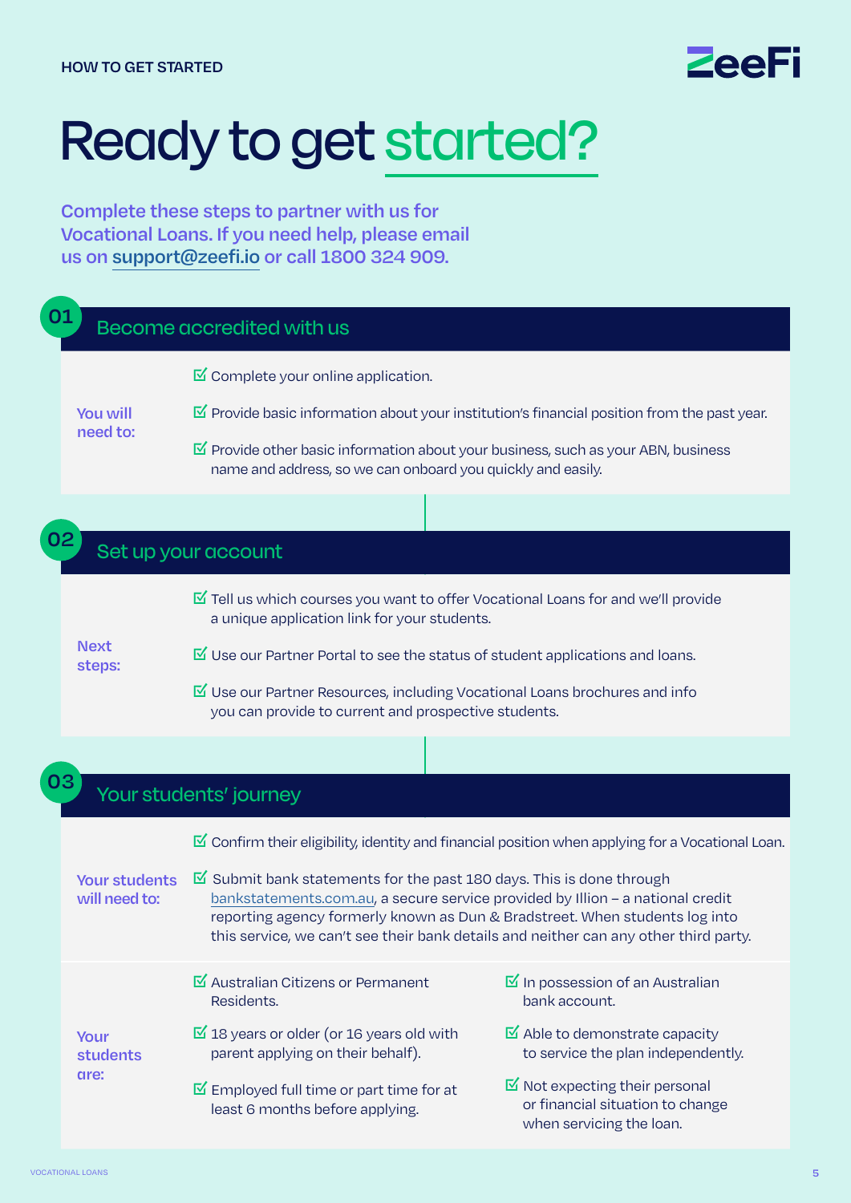HOW TO GET STARTED

# Ready to get started?

Complete these steps to partner with us for Vocational Loans. If you need help, please email us on support@zeefi.io or call 1800 324 909.

## 01 Become accredited with us

**You will need to:**

- Complete your online application.
- Provide basic information about your institution's financial position from the past year.
- Provide other basic information about your business, such as your ABN, business name and address, so we can onboard you quickly and easily.

## 02 Set up your account

**Next steps:**

- Tell us which courses you want to offer Vocational Loans for and we'll provide a unique application link for your students.
- Use our Partner Portal to see the status of student applications and loans.
- Use our Partner Resources, including Vocational Loans brochures and info you can provide to current and prospective students.

## 03 Your students' journey

**Your students will need to:**

- Confirm their eligibility, identity and financial position when applying for a Vocational Loan.
- Submit bank statements for the past 180 days. This is done through bankstatements.com.au, a secure service provided by Illion – a national credit reporting agency formerly known as Dun & Bradstreet. When students log into this service, we can't see their bank details and neither can any other third party.

**Your students are:**

- Australian Citizens or Permanent Residents.
- 18 years or older (or 16 years old with parent applying on their behalf).
- Employed full time or part time for at least 6 months before applying.
- In possession of an Australian bank account.
- Able to demonstrate capacity to service the plan independently.
- Not expecting their personal or financial situation to change when servicing the loan.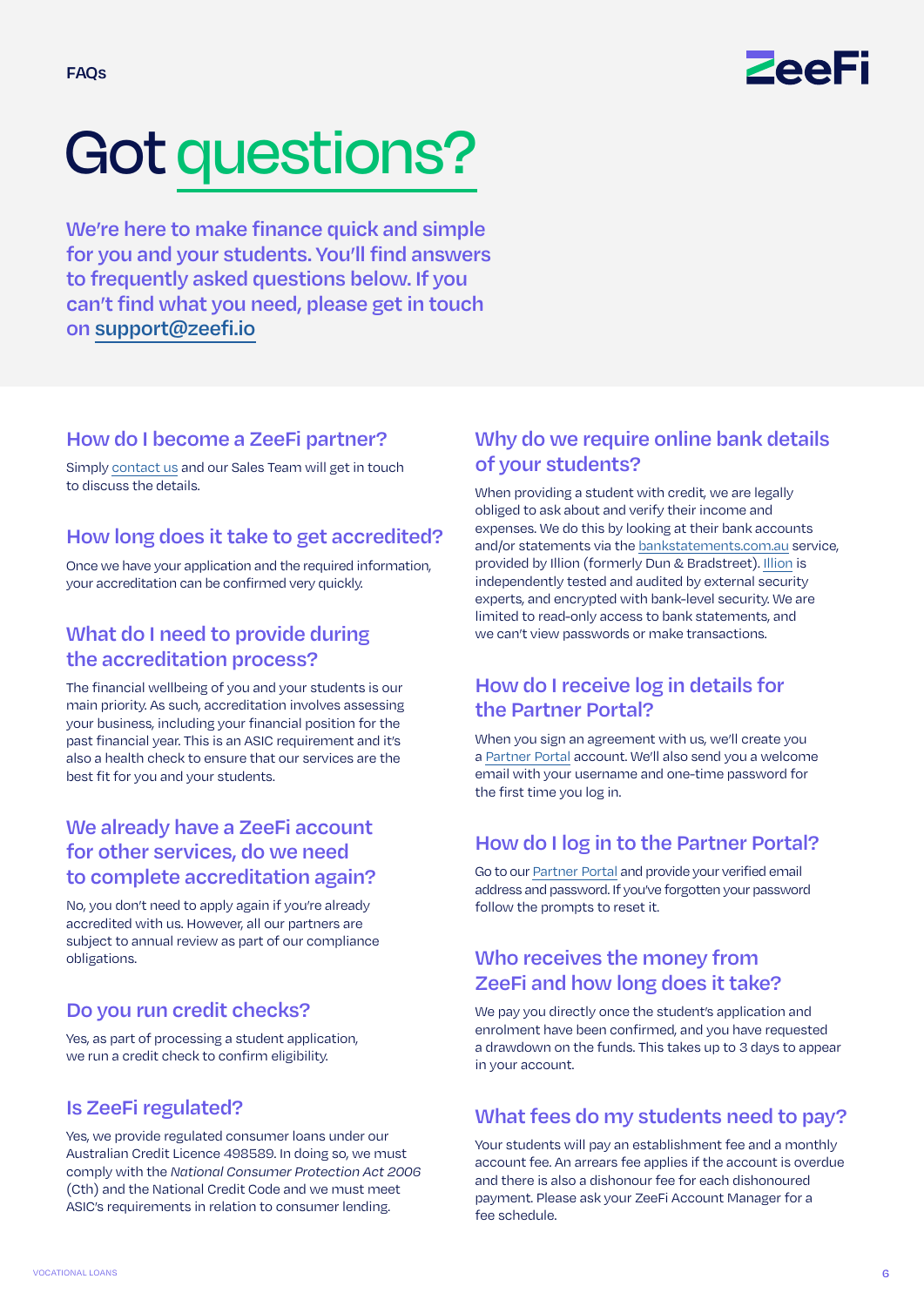FAQs

# Got questions?

**We're here to make finance quick and simple for you and your students. You'll find answers to frequently asked questions below. If you can't find what you need, please get in touch on support@zeefi.io**

## How do I become a ZeeFi partner?

Simply contact us and our Sales Team will get in touch to discuss the details.

## How long does it take to get accredited?

Once we have your application and the required information, your accreditation can be confirmed very quickly.

## What do I need to provide during the accreditation process?

The financial wellbeing of you and your students is our main priority. As such, accreditation involves assessing your business, including your financial position for the past financial year. This is an ASIC requirement and it's also a health check to ensure that our services are the best fit for you and your students.

## We already have a ZeeFi account for other services, do we need to complete accreditation again?

No, you don't need to apply again if you're already accredited with us. However, all our partners are subject to annual review as part of our compliance obligations.

## Do you run credit checks?

Yes, as part of processing a student application, we run a credit check to confirm eligibility.

## Is ZeeFi regulated?

Yes, we provide regulated consumer loans under our Australian Credit Licence 498589. In doing so, we must comply with the *National Consumer Protection Act 2006* (Cth) and the National Credit Code and we must meet ASIC's requirements in relation to consumer lending.

## Why do we require online bank details of your students?

When providing a student with credit, we are legally obliged to ask about and verify their income and expenses. We do this by looking at their bank accounts and/or statements via the bankstatements.com.au service, provided by Illion (formerly Dun & Bradstreet). Illion is independently tested and audited by external security experts, and encrypted with bank-level security. We are limited to read-only access to bank statements, and we can't view passwords or make transactions.

## How do I receive log in details for the Partner Portal?

When you sign an agreement with us, we'll create you a Partner Portal account. We'll also send you a welcome email with your username and one-time password for the first time you log in.

## How do I log in to the Partner Portal?

Go to our Partner Portal and provide your verified email address and password. If you've forgotten your password follow the prompts to reset it.

## Who receives the money from ZeeFi and how long does it take?

We pay you directly once the student's application and enrolment have been confirmed, and you have requested a drawdown on the funds. This takes up to 3 days to appear in your account.

## What fees do my students need to pay?

Your students will pay an establishment fee and a monthly account fee. An arrears fee applies if the account is overdue and there is also a dishonour fee for each dishonoured payment. Please ask your ZeeFi Account Manager for a fee schedule.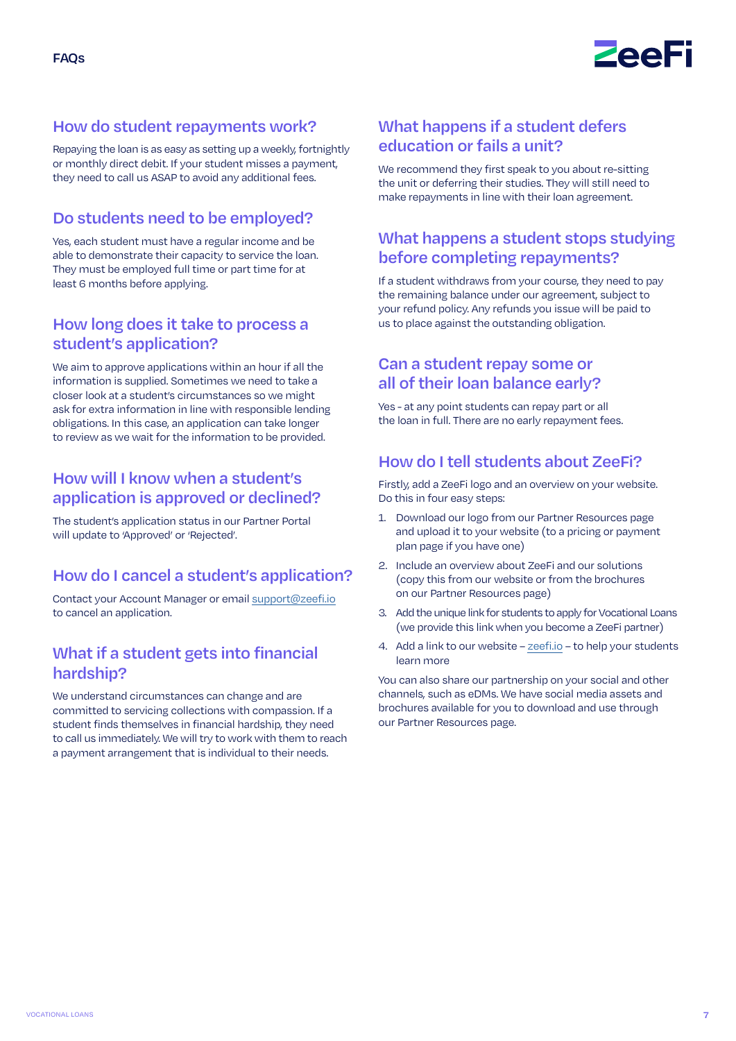# FAQs

## How do student repayments work?

Repaying the loan is as easy as setting up a weekly, fortnightly or monthly direct debit. If your student misses a payment, they need to call us ASAP to avoid any additional fees.

## Do students need to be employed?

Yes, each student must have a regular income and be able to demonstrate their capacity to service the loan. They must be employed full time or part time for at least 6 months before applying.

## How long does it take to process a student's application?

We aim to approve applications within an hour if all the information is supplied. Sometimes we need to take a closer look at a student's circumstances so we might ask for extra information in line with responsible lending obligations. In this case, an application can take longer to review as we wait for the information to be provided.

## How will I know when a student's application is approved or declined?

The student's application status in our Partner Portal will update to 'Approved' or 'Rejected'.

## How do I cancel a student's application?

Contact your Account Manager or email support@zeefi.io to cancel an application.

## What if a student gets into financial hardship?

We understand circumstances can change and are committed to servicing collections with compassion. If a student finds themselves in financial hardship, they need to call us immediately. We will try to work with them to reach a payment arrangement that is individual to their needs.

## What happens if a student defers education or fails a unit?

We recommend they first speak to you about re-sitting the unit or deferring their studies. They will still need to make repayments in line with their loan agreement.

## What happens a student stops studying before completing repayments?

If a student withdraws from your course, they need to pay the remaining balance under our agreement, subject to your refund policy. Any refunds you issue will be paid to us to place against the outstanding obligation.

## Can a student repay some or all of their loan balance early?

Yes - at any point students can repay part or all the loan in full. There are no early repayment fees.

## How do I tell students about ZeeFi?

Firstly, add a ZeeFi logo and an overview on your website. Do this in four easy steps:

1. Download our logo from our Partner Resources page and upload it to your website (to a pricing or payment plan page if you have one)
2. Include an overview about ZeeFi and our solutions (copy this from our website or from the brochures on our Partner Resources page)
3. Add the unique link for students to apply for Vocational Loans (we provide this link when you become a ZeeFi partner)
4. Add a link to our website – zeefi.io – to help your students learn more

You can also share our partnership on your social and other channels, such as eDMs. We have social media assets and brochures available for you to download and use through our Partner Resources page.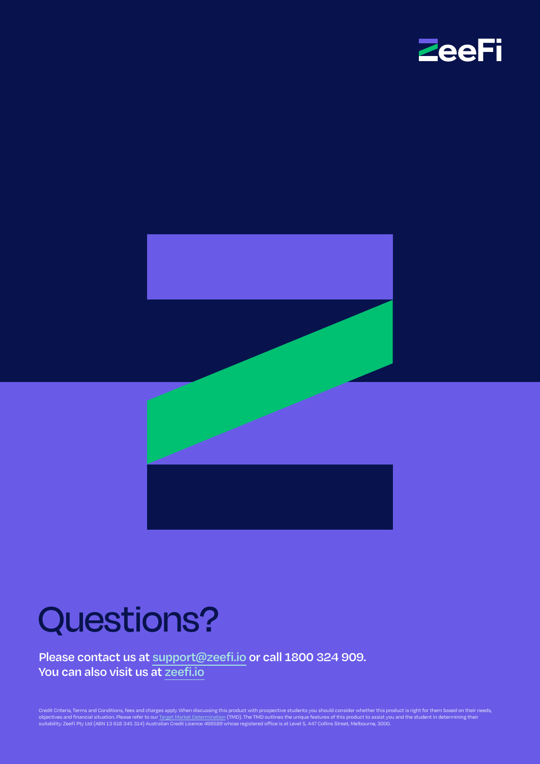# Questions?

**Please contact us at support@zeefi.io or call 1800 324 909.**
**You can also visit us at zeefi.io**

Credit Criteria, Terms and Conditions, fees and charges apply. When discussing this product with prospective students you should consider whether this product is right for them based on their needs, objectives and financial situation. Please refer to our Target Market Determination (TMD). The TMD outlines the unique features of this product to assist you and the student in determining their suitability. ZeeFi Pty Ltd (ABN 13 618 345 314) Australian Credit Licence 498589 whose registered office is at Level 5, 447 Collins Street, Melbourne, 3000.